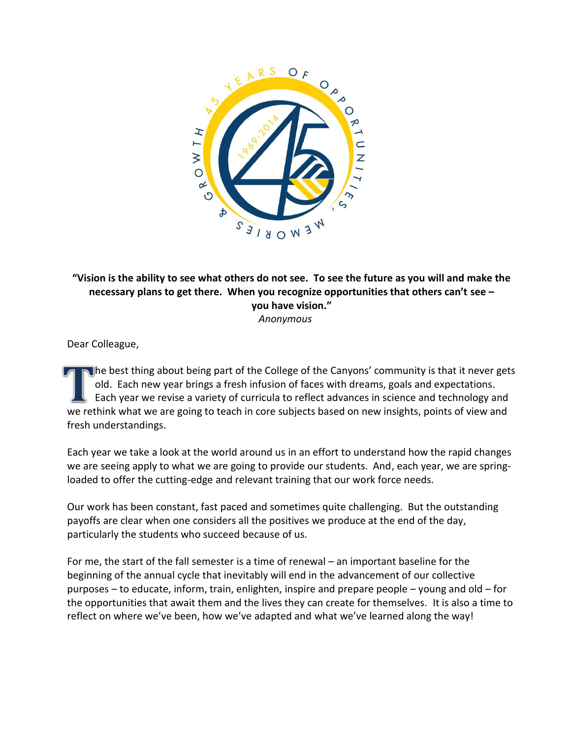**"Vision is the ability to see what others do not see. To see the future as you will and make the necessary plans to get there. When you recognize opportunities that others can't see – you have vision."**

*Anonymous*

Dear Colleague,

The best thing about being part of the College of the Canyons' community is that it never gets old. Each new year brings a fresh infusion of faces with dreams, goals and expectations. Each year we revise a variety of curricula to reflect advances in science and technology and we rethink what we are going to teach in core subjects based on new insights, points of view and fresh understandings.

Each year we take a look at the world around us in an effort to understand how the rapid changes we are seeing apply to what we are going to provide our students. And, each year, we are spring-loaded to offer the cutting-edge and relevant training that our work force needs.

Our work has been constant, fast paced and sometimes quite challenging. But the outstanding payoffs are clear when one considers all the positives we produce at the end of the day, particularly the students who succeed because of us.

For me, the start of the fall semester is a time of renewal – an important baseline for the beginning of the annual cycle that inevitably will end in the advancement of our collective purposes – to educate, inform, train, enlighten, inspire and prepare people – young and old – for the opportunities that await them and the lives they can create for themselves. It is also a time to reflect on where we've been, how we've adapted and what we've learned along the way!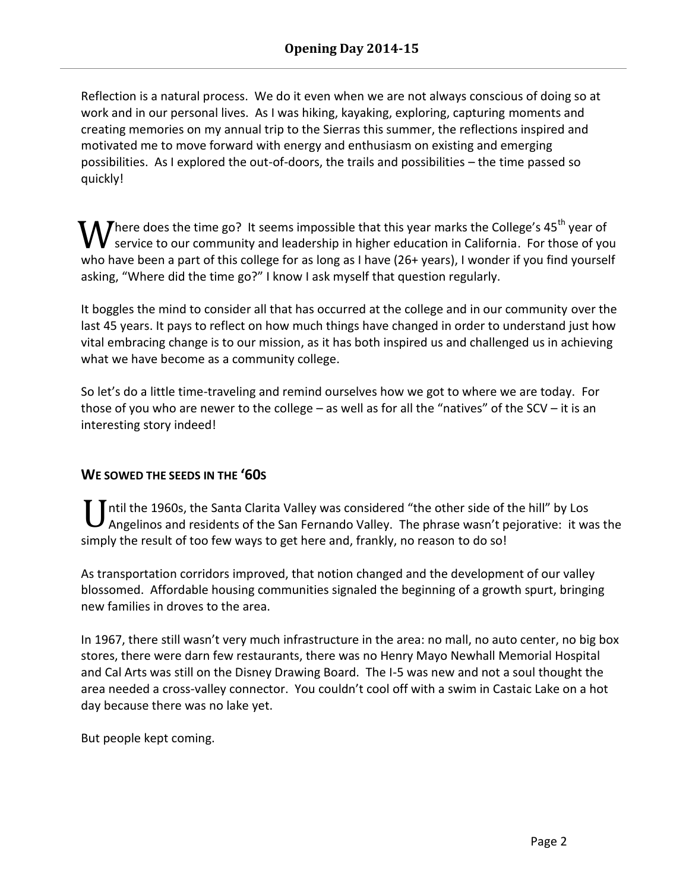Reflection is a natural process. We do it even when we are not always conscious of doing so at work and in our personal lives. As I was hiking, kayaking, exploring, capturing moments and creating memories on my annual trip to the Sierras this summer, the reflections inspired and motivated me to move forward with energy and enthusiasm on existing and emerging possibilities. As I explored the out-of-doors, the trails and possibilities – the time passed so quickly!

Where does the time go? It seems impossible that this year marks the College's 45th year of service to our community and leadership in higher education in California. For those of you who have been a part of this college for as long as I have (26+ years), I wonder if you find yourself asking, "Where did the time go?" I know I ask myself that question regularly.

It boggles the mind to consider all that has occurred at the college and in our community over the last 45 years. It pays to reflect on how much things have changed in order to understand just how vital embracing change is to our mission, as it has both inspired us and challenged us in achieving what we have become as a community college.

So let's do a little time-traveling and remind ourselves how we got to where we are today. For those of you who are newer to the college – as well as for all the "natives" of the SCV – it is an interesting story indeed!

## WE SOWED THE SEEDS IN THE '60S

Until the 1960s, the Santa Clarita Valley was considered "the other side of the hill" by Los Angelinos and residents of the San Fernando Valley. The phrase wasn't pejorative: it was the simply the result of too few ways to get here and, frankly, no reason to do so!

As transportation corridors improved, that notion changed and the development of our valley blossomed. Affordable housing communities signaled the beginning of a growth spurt, bringing new families in droves to the area.

In 1967, there still wasn't very much infrastructure in the area: no mall, no auto center, no big box stores, there were darn few restaurants, there was no Henry Mayo Newhall Memorial Hospital and Cal Arts was still on the Disney Drawing Board. The I-5 was new and not a soul thought the area needed a cross-valley connector. You couldn't cool off with a swim in Castaic Lake on a hot day because there was no lake yet.

But people kept coming.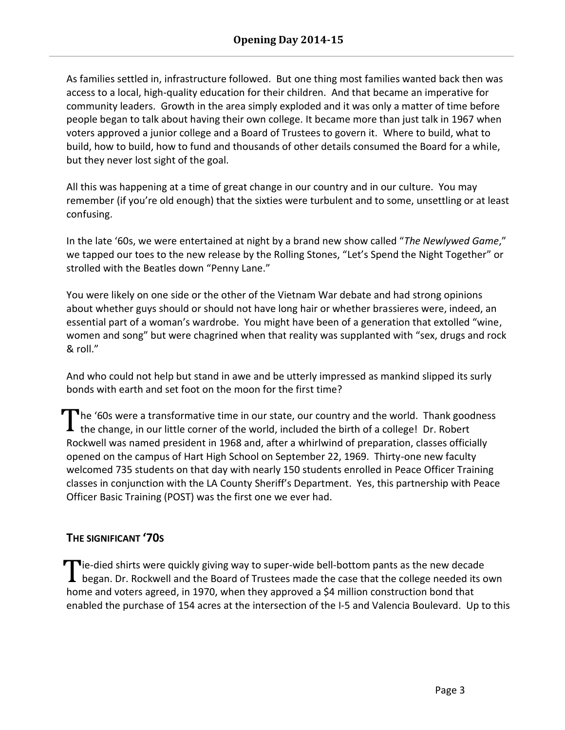As families settled in, infrastructure followed. But one thing most families wanted back then was access to a local, high-quality education for their children. And that became an imperative for community leaders. Growth in the area simply exploded and it was only a matter of time before people began to talk about having their own college. It became more than just talk in 1967 when voters approved a junior college and a Board of Trustees to govern it. Where to build, what to build, how to build, how to fund and thousands of other details consumed the Board for a while, but they never lost sight of the goal.

All this was happening at a time of great change in our country and in our culture. You may remember (if you're old enough) that the sixties were turbulent and to some, unsettling or at least confusing.

In the late '60s, we were entertained at night by a brand new show called "*The Newlywed Game*," we tapped our toes to the new release by the Rolling Stones, "Let's Spend the Night Together" or strolled with the Beatles down "Penny Lane."

You were likely on one side or the other of the Vietnam War debate and had strong opinions about whether guys should or should not have long hair or whether brassieres were, indeed, an essential part of a woman's wardrobe. You might have been of a generation that extolled "wine, women and song" but were chagrined when that reality was supplanted with "sex, drugs and rock & roll."

And who could not help but stand in awe and be utterly impressed as mankind slipped its surly bonds with earth and set foot on the moon for the first time?

The '60s were a transformative time in our state, our country and the world. Thank goodness the change, in our little corner of the world, included the birth of a college! Dr. Robert Rockwell was named president in 1968 and, after a whirlwind of preparation, classes officially opened on the campus of Hart High School on September 22, 1969. Thirty-one new faculty welcomed 735 students on that day with nearly 150 students enrolled in Peace Officer Training classes in conjunction with the LA County Sheriff's Department. Yes, this partnership with Peace Officer Basic Training (POST) was the first one we ever had.

## THE SIGNIFICANT '70S

Tie-died shirts were quickly giving way to super-wide bell-bottom pants as the new decade began. Dr. Rockwell and the Board of Trustees made the case that the college needed its own home and voters agreed, in 1970, when they approved a $4 million construction bond that enabled the purchase of 154 acres at the intersection of the I-5 and Valencia Boulevard. Up to this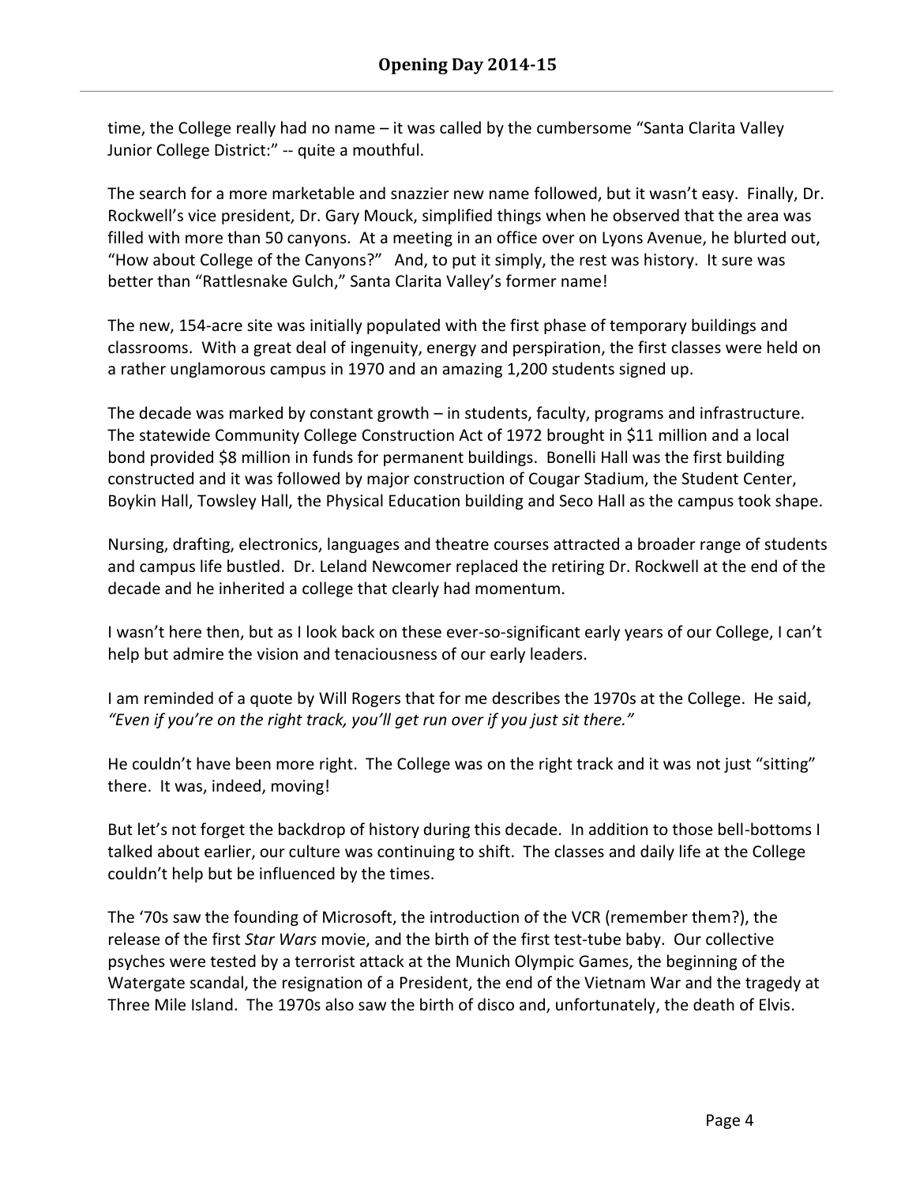time, the College really had no name – it was called by the cumbersome “Santa Clarita Valley Junior College District:” -- quite a mouthful.

The search for a more marketable and snazzier new name followed, but it wasn’t easy. Finally, Dr. Rockwell’s vice president, Dr. Gary Mouck, simplified things when he observed that the area was filled with more than 50 canyons. At a meeting in an office over on Lyons Avenue, he blurted out, “How about College of the Canyons?” And, to put it simply, the rest was history. It sure was better than “Rattlesnake Gulch,” Santa Clarita Valley’s former name!

The new, 154-acre site was initially populated with the first phase of temporary buildings and classrooms. With a great deal of ingenuity, energy and perspiration, the first classes were held on a rather unglamorous campus in 1970 and an amazing 1,200 students signed up.

The decade was marked by constant growth – in students, faculty, programs and infrastructure. The statewide Community College Construction Act of 1972 brought in $11 million and a local bond provided $8 million in funds for permanent buildings. Bonelli Hall was the first building constructed and it was followed by major construction of Cougar Stadium, the Student Center, Boykin Hall, Towsley Hall, the Physical Education building and Seco Hall as the campus took shape.

Nursing, drafting, electronics, languages and theatre courses attracted a broader range of students and campus life bustled. Dr. Leland Newcomer replaced the retiring Dr. Rockwell at the end of the decade and he inherited a college that clearly had momentum.

I wasn’t here then, but as I look back on these ever-so-significant early years of our College, I can’t help but admire the vision and tenaciousness of our early leaders.

I am reminded of a quote by Will Rogers that for me describes the 1970s at the College. He said, *“Even if you’re on the right track, you’ll get run over if you just sit there.”*

He couldn’t have been more right. The College was on the right track and it was not just “sitting” there. It was, indeed, moving!

But let’s not forget the backdrop of history during this decade. In addition to those bell-bottoms I talked about earlier, our culture was continuing to shift. The classes and daily life at the College couldn’t help but be influenced by the times.

The ‘70s saw the founding of Microsoft, the introduction of the VCR (remember them?), the release of the first *Star Wars* movie, and the birth of the first test-tube baby. Our collective psyches were tested by a terrorist attack at the Munich Olympic Games, the beginning of the Watergate scandal, the resignation of a President, the end of the Vietnam War and the tragedy at Three Mile Island. The 1970s also saw the birth of disco and, unfortunately, the death of Elvis.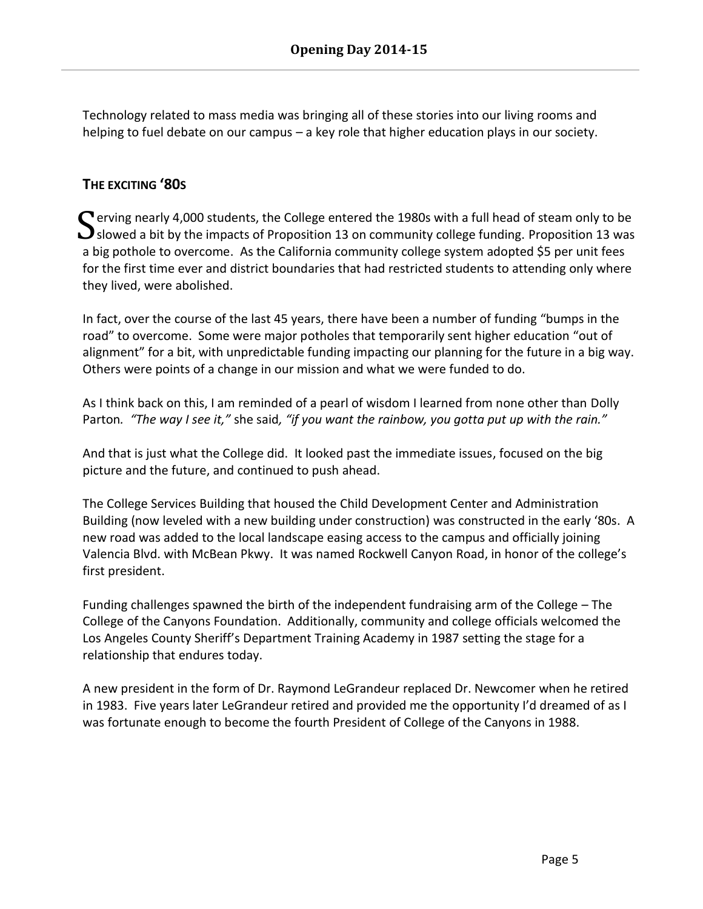Technology related to mass media was bringing all of these stories into our living rooms and helping to fuel debate on our campus – a key role that higher education plays in our society.

## THE EXCITING '80S

Serving nearly 4,000 students, the College entered the 1980s with a full head of steam only to be slowed a bit by the impacts of Proposition 13 on community college funding. Proposition 13 was a big pothole to overcome. As the California community college system adopted $5 per unit fees for the first time ever and district boundaries that had restricted students to attending only where they lived, were abolished.

In fact, over the course of the last 45 years, there have been a number of funding "bumps in the road" to overcome. Some were major potholes that temporarily sent higher education "out of alignment" for a bit, with unpredictable funding impacting our planning for the future in a big way. Others were points of a change in our mission and what we were funded to do.

As I think back on this, I am reminded of a pearl of wisdom I learned from none other than Dolly Parton*. "The way I see it,"* she said*, "if you want the rainbow, you gotta put up with the rain."*

And that is just what the College did. It looked past the immediate issues, focused on the big picture and the future, and continued to push ahead.

The College Services Building that housed the Child Development Center and Administration Building (now leveled with a new building under construction) was constructed in the early '80s. A new road was added to the local landscape easing access to the campus and officially joining Valencia Blvd. with McBean Pkwy. It was named Rockwell Canyon Road, in honor of the college's first president.

Funding challenges spawned the birth of the independent fundraising arm of the College – The College of the Canyons Foundation. Additionally, community and college officials welcomed the Los Angeles County Sheriff's Department Training Academy in 1987 setting the stage for a relationship that endures today.

A new president in the form of Dr. Raymond LeGrandeur replaced Dr. Newcomer when he retired in 1983. Five years later LeGrandeur retired and provided me the opportunity I'd dreamed of as I was fortunate enough to become the fourth President of College of the Canyons in 1988.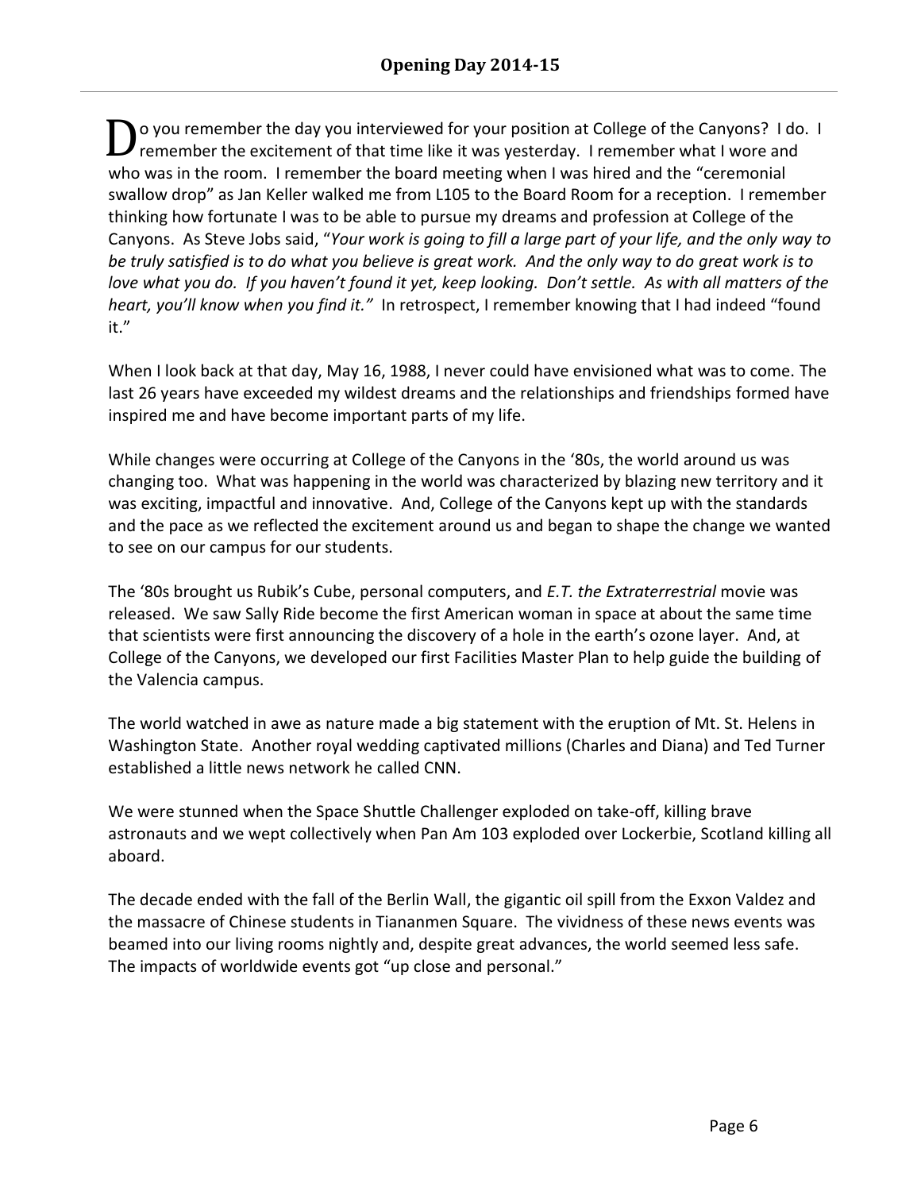## Opening Day 2014-15

Do you remember the day you interviewed for your position at College of the Canyons? I do. I remember the excitement of that time like it was yesterday. I remember what I wore and who was in the room. I remember the board meeting when I was hired and the "ceremonial swallow drop" as Jan Keller walked me from L105 to the Board Room for a reception. I remember thinking how fortunate I was to be able to pursue my dreams and profession at College of the Canyons. As Steve Jobs said, "*Your work is going to fill a large part of your life, and the only way to be truly satisfied is to do what you believe is great work. And the only way to do great work is to love what you do. If you haven't found it yet, keep looking. Don't settle. As with all matters of the heart, you'll know when you find it.*" In retrospect, I remember knowing that I had indeed "found it."

When I look back at that day, May 16, 1988, I never could have envisioned what was to come. The last 26 years have exceeded my wildest dreams and the relationships and friendships formed have inspired me and have become important parts of my life.

While changes were occurring at College of the Canyons in the '80s, the world around us was changing too. What was happening in the world was characterized by blazing new territory and it was exciting, impactful and innovative. And, College of the Canyons kept up with the standards and the pace as we reflected the excitement around us and began to shape the change we wanted to see on our campus for our students.

The '80s brought us Rubik's Cube, personal computers, and *E.T. the Extraterrestrial* movie was released. We saw Sally Ride become the first American woman in space at about the same time that scientists were first announcing the discovery of a hole in the earth's ozone layer. And, at College of the Canyons, we developed our first Facilities Master Plan to help guide the building of the Valencia campus.

The world watched in awe as nature made a big statement with the eruption of Mt. St. Helens in Washington State. Another royal wedding captivated millions (Charles and Diana) and Ted Turner established a little news network he called CNN.

We were stunned when the Space Shuttle Challenger exploded on take-off, killing brave astronauts and we wept collectively when Pan Am 103 exploded over Lockerbie, Scotland killing all aboard.

The decade ended with the fall of the Berlin Wall, the gigantic oil spill from the Exxon Valdez and the massacre of Chinese students in Tiananmen Square. The vividness of these news events was beamed into our living rooms nightly and, despite great advances, the world seemed less safe. The impacts of worldwide events got "up close and personal."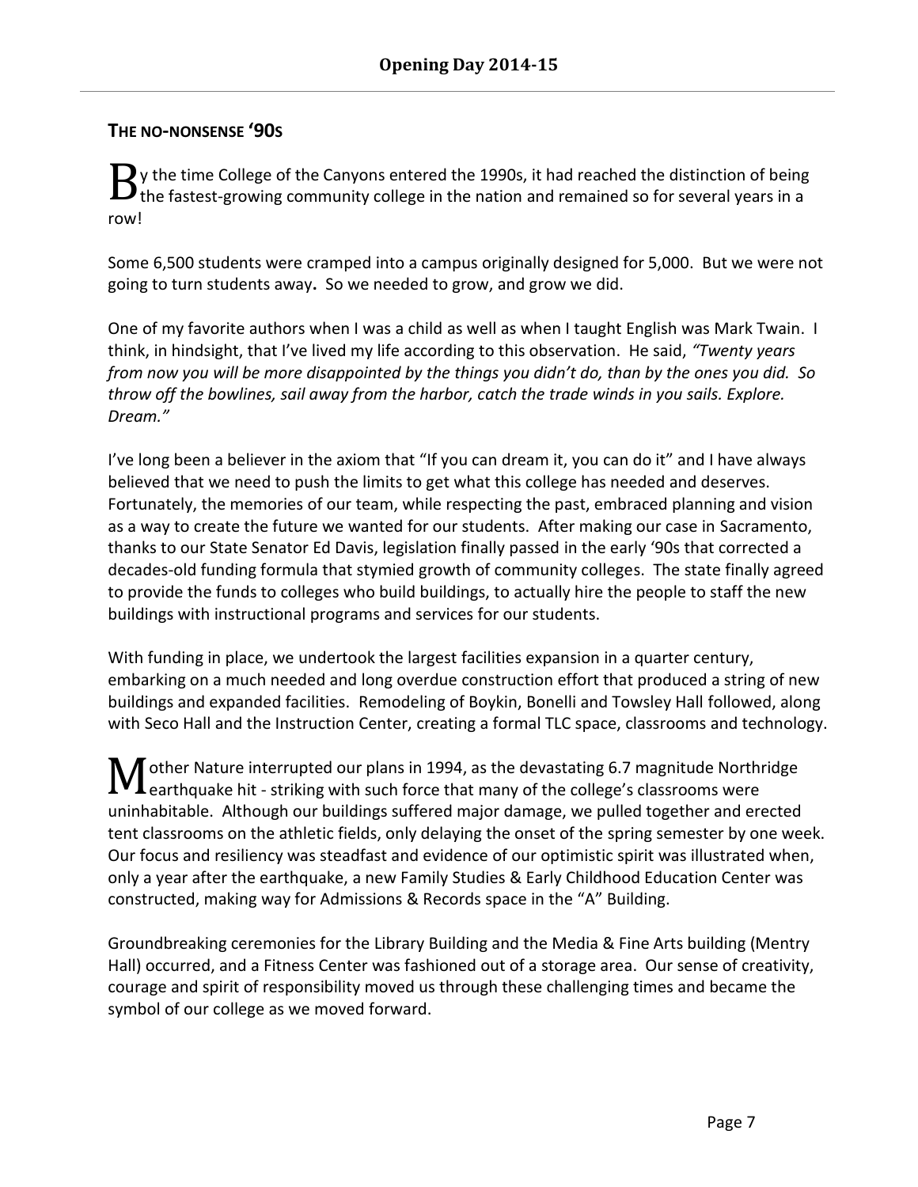## THE NO-NONSENSE '90S

By the time College of the Canyons entered the 1990s, it had reached the distinction of being the fastest-growing community college in the nation and remained so for several years in a row!

Some 6,500 students were cramped into a campus originally designed for 5,000. But we were not going to turn students away**.** So we needed to grow, and grow we did.

One of my favorite authors when I was a child as well as when I taught English was Mark Twain. I think, in hindsight, that I've lived my life according to this observation. He said, *"Twenty years from now you will be more disappointed by the things you didn't do, than by the ones you did. So throw off the bowlines, sail away from the harbor, catch the trade winds in you sails. Explore. Dream."*

I've long been a believer in the axiom that "If you can dream it, you can do it" and I have always believed that we need to push the limits to get what this college has needed and deserves. Fortunately, the memories of our team, while respecting the past, embraced planning and vision as a way to create the future we wanted for our students. After making our case in Sacramento, thanks to our State Senator Ed Davis, legislation finally passed in the early '90s that corrected a decades-old funding formula that stymied growth of community colleges. The state finally agreed to provide the funds to colleges who build buildings, to actually hire the people to staff the new buildings with instructional programs and services for our students.

With funding in place, we undertook the largest facilities expansion in a quarter century, embarking on a much needed and long overdue construction effort that produced a string of new buildings and expanded facilities. Remodeling of Boykin, Bonelli and Towsley Hall followed, along with Seco Hall and the Instruction Center, creating a formal TLC space, classrooms and technology.

Mother Nature interrupted our plans in 1994, as the devastating 6.7 magnitude Northridge earthquake hit - striking with such force that many of the college's classrooms were uninhabitable. Although our buildings suffered major damage, we pulled together and erected tent classrooms on the athletic fields, only delaying the onset of the spring semester by one week. Our focus and resiliency was steadfast and evidence of our optimistic spirit was illustrated when, only a year after the earthquake, a new Family Studies & Early Childhood Education Center was constructed, making way for Admissions & Records space in the "A" Building.

Groundbreaking ceremonies for the Library Building and the Media & Fine Arts building (Mentry Hall) occurred, and a Fitness Center was fashioned out of a storage area. Our sense of creativity, courage and spirit of responsibility moved us through these challenging times and became the symbol of our college as we moved forward.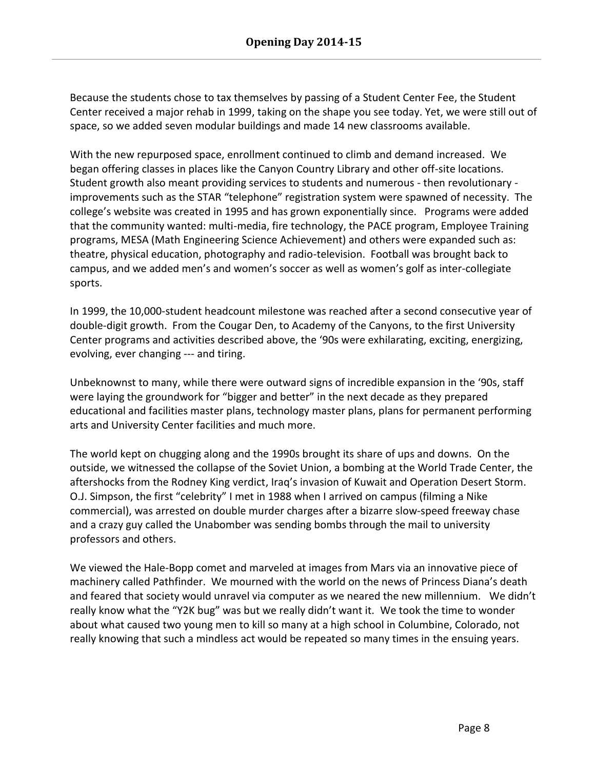Because the students chose to tax themselves by passing of a Student Center Fee, the Student Center received a major rehab in 1999, taking on the shape you see today. Yet, we were still out of space, so we added seven modular buildings and made 14 new classrooms available.

With the new repurposed space, enrollment continued to climb and demand increased. We began offering classes in places like the Canyon Country Library and other off-site locations. Student growth also meant providing services to students and numerous - then revolutionary - improvements such as the STAR "telephone" registration system were spawned of necessity. The college's website was created in 1995 and has grown exponentially since. Programs were added that the community wanted: multi-media, fire technology, the PACE program, Employee Training programs, MESA (Math Engineering Science Achievement) and others were expanded such as: theatre, physical education, photography and radio-television. Football was brought back to campus, and we added men's and women's soccer as well as women's golf as inter-collegiate sports.

In 1999, the 10,000-student headcount milestone was reached after a second consecutive year of double-digit growth. From the Cougar Den, to Academy of the Canyons, to the first University Center programs and activities described above, the '90s were exhilarating, exciting, energizing, evolving, ever changing --- and tiring.

Unbeknownst to many, while there were outward signs of incredible expansion in the '90s, staff were laying the groundwork for "bigger and better" in the next decade as they prepared educational and facilities master plans, technology master plans, plans for permanent performing arts and University Center facilities and much more.

The world kept on chugging along and the 1990s brought its share of ups and downs. On the outside, we witnessed the collapse of the Soviet Union, a bombing at the World Trade Center, the aftershocks from the Rodney King verdict, Iraq's invasion of Kuwait and Operation Desert Storm. O.J. Simpson, the first "celebrity" I met in 1988 when I arrived on campus (filming a Nike commercial), was arrested on double murder charges after a bizarre slow-speed freeway chase and a crazy guy called the Unabomber was sending bombs through the mail to university professors and others.

We viewed the Hale-Bopp comet and marveled at images from Mars via an innovative piece of machinery called Pathfinder. We mourned with the world on the news of Princess Diana's death and feared that society would unravel via computer as we neared the new millennium. We didn't really know what the "Y2K bug" was but we really didn't want it. We took the time to wonder about what caused two young men to kill so many at a high school in Columbine, Colorado, not really knowing that such a mindless act would be repeated so many times in the ensuing years.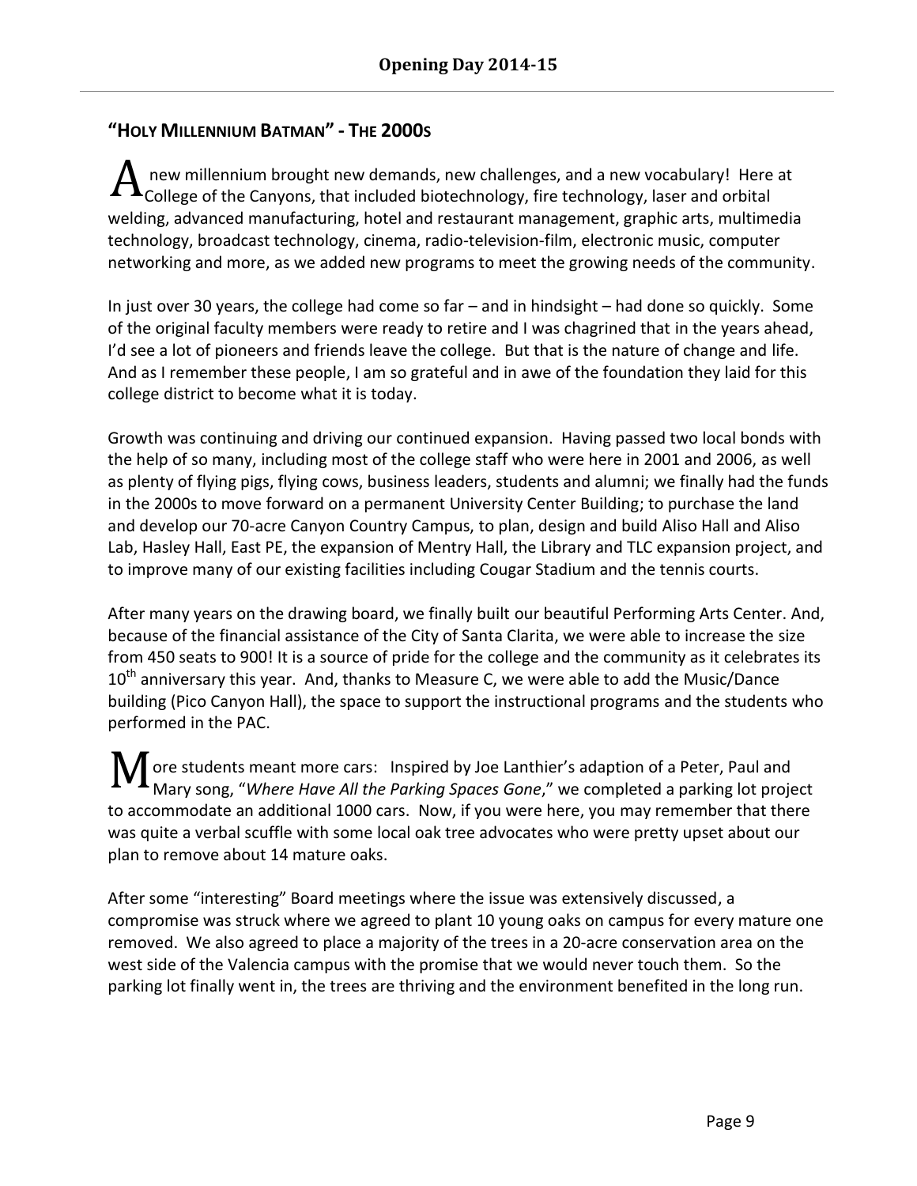## "HOLY MILLENNIUM BATMAN" - THE 2000S

A new millennium brought new demands, new challenges, and a new vocabulary! Here at College of the Canyons, that included biotechnology, fire technology, laser and orbital welding, advanced manufacturing, hotel and restaurant management, graphic arts, multimedia technology, broadcast technology, cinema, radio-television-film, electronic music, computer networking and more, as we added new programs to meet the growing needs of the community.

In just over 30 years, the college had come so far – and in hindsight – had done so quickly. Some of the original faculty members were ready to retire and I was chagrined that in the years ahead, I'd see a lot of pioneers and friends leave the college. But that is the nature of change and life. And as I remember these people, I am so grateful and in awe of the foundation they laid for this college district to become what it is today.

Growth was continuing and driving our continued expansion. Having passed two local bonds with the help of so many, including most of the college staff who were here in 2001 and 2006, as well as plenty of flying pigs, flying cows, business leaders, students and alumni; we finally had the funds in the 2000s to move forward on a permanent University Center Building; to purchase the land and develop our 70-acre Canyon Country Campus, to plan, design and build Aliso Hall and Aliso Lab, Hasley Hall, East PE, the expansion of Mentry Hall, the Library and TLC expansion project, and to improve many of our existing facilities including Cougar Stadium and the tennis courts.

After many years on the drawing board, we finally built our beautiful Performing Arts Center. And, because of the financial assistance of the City of Santa Clarita, we were able to increase the size from 450 seats to 900! It is a source of pride for the college and the community as it celebrates its 10th anniversary this year. And, thanks to Measure C, we were able to add the Music/Dance building (Pico Canyon Hall), the space to support the instructional programs and the students who performed in the PAC.

More students meant more cars: Inspired by Joe Lanthier's adaption of a Peter, Paul and Mary song, "*Where Have All the Parking Spaces Gone*," we completed a parking lot project to accommodate an additional 1000 cars. Now, if you were here, you may remember that there was quite a verbal scuffle with some local oak tree advocates who were pretty upset about our plan to remove about 14 mature oaks.

After some "interesting" Board meetings where the issue was extensively discussed, a compromise was struck where we agreed to plant 10 young oaks on campus for every mature one removed. We also agreed to place a majority of the trees in a 20-acre conservation area on the west side of the Valencia campus with the promise that we would never touch them. So the parking lot finally went in, the trees are thriving and the environment benefited in the long run.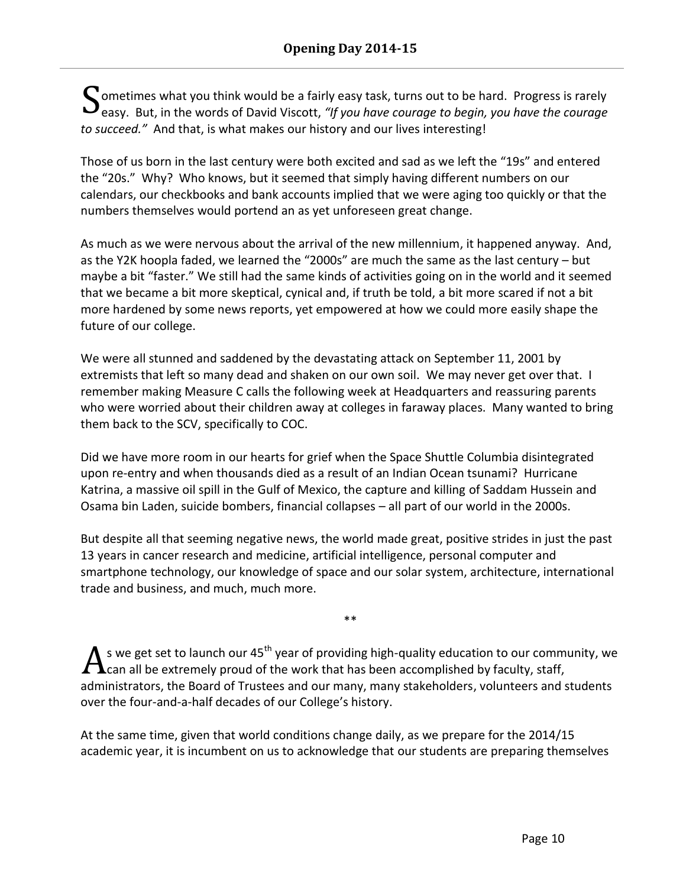## Opening Day 2014-15

Sometimes what you think would be a fairly easy task, turns out to be hard. Progress is rarely easy. But, in the words of David Viscott, *"If you have courage to begin, you have the courage to succeed."* And that, is what makes our history and our lives interesting!

Those of us born in the last century were both excited and sad as we left the "19s" and entered the "20s." Why? Who knows, but it seemed that simply having different numbers on our calendars, our checkbooks and bank accounts implied that we were aging too quickly or that the numbers themselves would portend an as yet unforeseen great change.

As much as we were nervous about the arrival of the new millennium, it happened anyway. And, as the Y2K hoopla faded, we learned the "2000s" are much the same as the last century – but maybe a bit "faster." We still had the same kinds of activities going on in the world and it seemed that we became a bit more skeptical, cynical and, if truth be told, a bit more scared if not a bit more hardened by some news reports, yet empowered at how we could more easily shape the future of our college.

We were all stunned and saddened by the devastating attack on September 11, 2001 by extremists that left so many dead and shaken on our own soil. We may never get over that. I remember making Measure C calls the following week at Headquarters and reassuring parents who were worried about their children away at colleges in faraway places. Many wanted to bring them back to the SCV, specifically to COC.

Did we have more room in our hearts for grief when the Space Shuttle Columbia disintegrated upon re-entry and when thousands died as a result of an Indian Ocean tsunami? Hurricane Katrina, a massive oil spill in the Gulf of Mexico, the capture and killing of Saddam Hussein and Osama bin Laden, suicide bombers, financial collapses – all part of our world in the 2000s.

But despite all that seeming negative news, the world made great, positive strides in just the past 13 years in cancer research and medicine, artificial intelligence, personal computer and smartphone technology, our knowledge of space and our solar system, architecture, international trade and business, and much, much more.

**

As we get set to launch our 45th year of providing high-quality education to our community, we can all be extremely proud of the work that has been accomplished by faculty, staff, administrators, the Board of Trustees and our many, many stakeholders, volunteers and students over the four-and-a-half decades of our College's history.

At the same time, given that world conditions change daily, as we prepare for the 2014/15 academic year, it is incumbent on us to acknowledge that our students are preparing themselves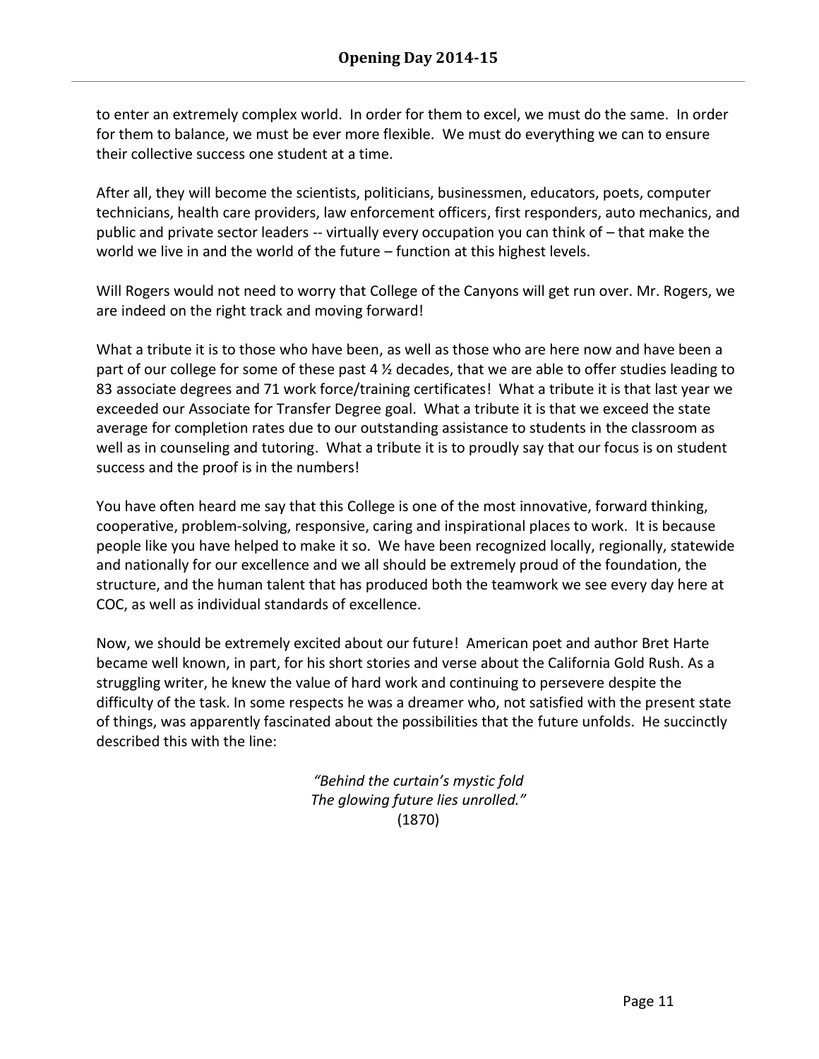to enter an extremely complex world. In order for them to excel, we must do the same. In order for them to balance, we must be ever more flexible. We must do everything we can to ensure their collective success one student at a time.

After all, they will become the scientists, politicians, businessmen, educators, poets, computer technicians, health care providers, law enforcement officers, first responders, auto mechanics, and public and private sector leaders -- virtually every occupation you can think of – that make the world we live in and the world of the future – function at this highest levels.

Will Rogers would not need to worry that College of the Canyons will get run over. Mr. Rogers, we are indeed on the right track and moving forward!

What a tribute it is to those who have been, as well as those who are here now and have been a part of our college for some of these past 4 ½ decades, that we are able to offer studies leading to 83 associate degrees and 71 work force/training certificates! What a tribute it is that last year we exceeded our Associate for Transfer Degree goal. What a tribute it is that we exceed the state average for completion rates due to our outstanding assistance to students in the classroom as well as in counseling and tutoring. What a tribute it is to proudly say that our focus is on student success and the proof is in the numbers!

You have often heard me say that this College is one of the most innovative, forward thinking, cooperative, problem-solving, responsive, caring and inspirational places to work. It is because people like you have helped to make it so. We have been recognized locally, regionally, statewide and nationally for our excellence and we all should be extremely proud of the foundation, the structure, and the human talent that has produced both the teamwork we see every day here at COC, as well as individual standards of excellence.

Now, we should be extremely excited about our future! American poet and author Bret Harte became well known, in part, for his short stories and verse about the California Gold Rush. As a struggling writer, he knew the value of hard work and continuing to persevere despite the difficulty of the task. In some respects he was a dreamer who, not satisfied with the present state of things, was apparently fascinated about the possibilities that the future unfolds. He succinctly described this with the line:

*"Behind the curtain's mystic fold*
*The glowing future lies unrolled."*
(1870)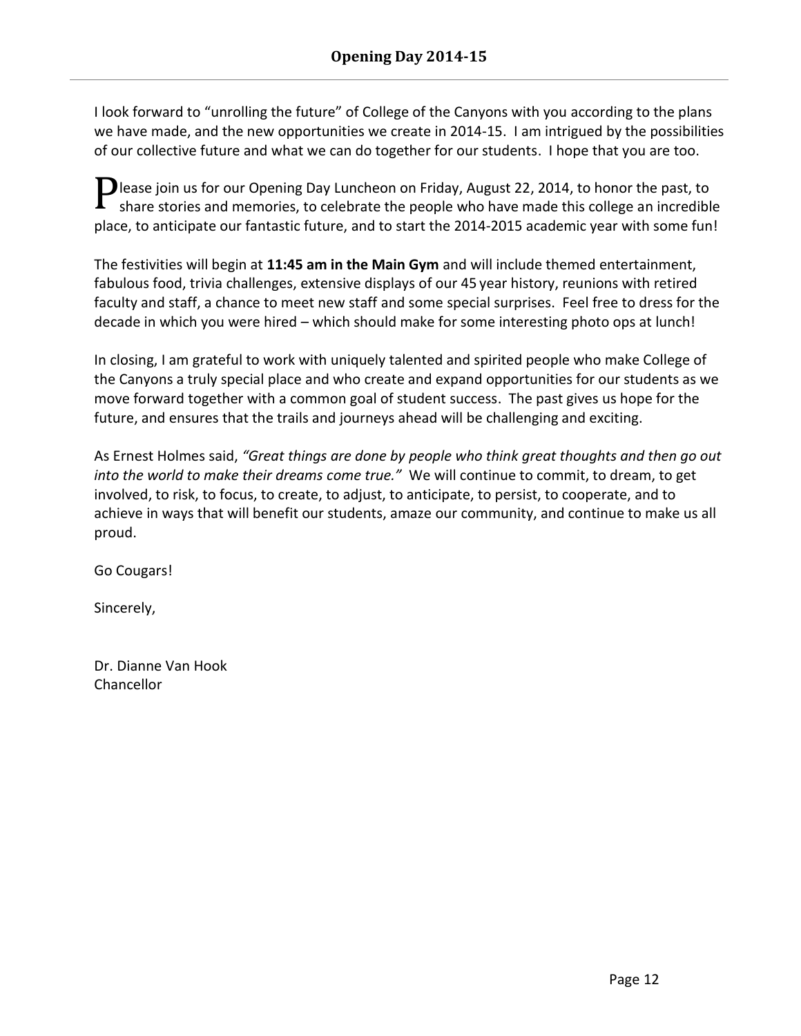I look forward to "unrolling the future" of College of the Canyons with you according to the plans we have made, and the new opportunities we create in 2014-15. I am intrigued by the possibilities of our collective future and what we can do together for our students. I hope that you are too.

Please join us for our Opening Day Luncheon on Friday, August 22, 2014, to honor the past, to share stories and memories, to celebrate the people who have made this college an incredible place, to anticipate our fantastic future, and to start the 2014-2015 academic year with some fun!

The festivities will begin at **11:45 am in the Main Gym** and will include themed entertainment, fabulous food, trivia challenges, extensive displays of our 45 year history, reunions with retired faculty and staff, a chance to meet new staff and some special surprises. Feel free to dress for the decade in which you were hired – which should make for some interesting photo ops at lunch!

In closing, I am grateful to work with uniquely talented and spirited people who make College of the Canyons a truly special place and who create and expand opportunities for our students as we move forward together with a common goal of student success. The past gives us hope for the future, and ensures that the trails and journeys ahead will be challenging and exciting.

As Ernest Holmes said, *"Great things are done by people who think great thoughts and then go out into the world to make their dreams come true."* We will continue to commit, to dream, to get involved, to risk, to focus, to create, to adjust, to anticipate, to persist, to cooperate, and to achieve in ways that will benefit our students, amaze our community, and continue to make us all proud.

Go Cougars!

Sincerely,

Dr. Dianne Van Hook
Chancellor